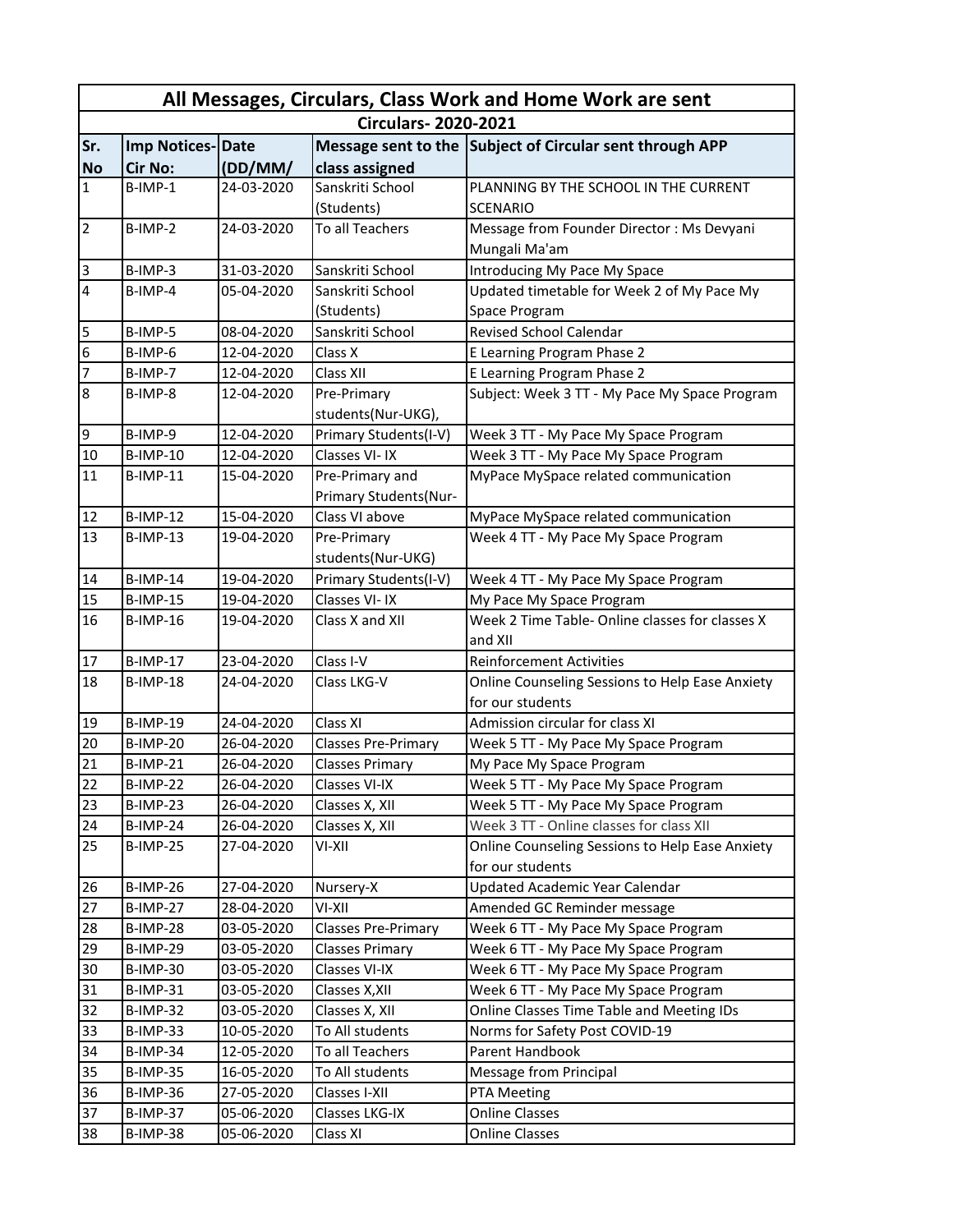# All Messages, Circulars, Class Work and Home Work are sent

## Circulars- 2020-2021

| Sr. No | Imp Notices-Cir No: | Date (DD/MM/ | Message sent to the class assigned | Subject of Circular sent through APP |
|---|---|---|---|---|
| 1 | B-IMP-1 | 24-03-2020 | Sanskriti School (Students) | PLANNING BY THE SCHOOL IN THE CURRENT SCENARIO |
| 2 | B-IMP-2 | 24-03-2020 | To all Teachers | Message from Founder Director : Ms Devyani Mungali Ma'am |
| 3 | B-IMP-3 | 31-03-2020 | Sanskriti School | Introducing My Pace My Space |
| 4 | B-IMP-4 | 05-04-2020 | Sanskriti School (Students) | Updated timetable for Week 2 of My Pace My Space Program |
| 5 | B-IMP-5 | 08-04-2020 | Sanskriti School | Revised School Calendar |
| 6 | B-IMP-6 | 12-04-2020 | Class X | E Learning Program Phase 2 |
| 7 | B-IMP-7 | 12-04-2020 | Class XII | E Learning Program Phase 2 |
| 8 | B-IMP-8 | 12-04-2020 | Pre-Primary students(Nur-UKG), | Subject: Week 3 TT - My Pace My Space Program |
| 9 | B-IMP-9 | 12-04-2020 | Primary Students(I-V) | Week 3 TT - My Pace My Space Program |
| 10 | B-IMP-10 | 12-04-2020 | Classes VI- IX | Week 3 TT - My Pace My Space Program |
| 11 | B-IMP-11 | 15-04-2020 | Pre-Primary and Primary Students(Nur- | MyPace MySpace related communication |
| 12 | B-IMP-12 | 15-04-2020 | Class VI above | MyPace MySpace related communication |
| 13 | B-IMP-13 | 19-04-2020 | Pre-Primary students(Nur-UKG) | Week 4 TT - My Pace My Space Program |
| 14 | B-IMP-14 | 19-04-2020 | Primary Students(I-V) | Week 4 TT - My Pace My Space Program |
| 15 | B-IMP-15 | 19-04-2020 | Classes VI- IX | My Pace My Space Program |
| 16 | B-IMP-16 | 19-04-2020 | Class X and XII | Week 2 Time Table- Online classes for classes X and XII |
| 17 | B-IMP-17 | 23-04-2020 | Class I-V | Reinforcement Activities |
| 18 | B-IMP-18 | 24-04-2020 | Class LKG-V | Online Counseling Sessions to Help Ease Anxiety for our students |
| 19 | B-IMP-19 | 24-04-2020 | Class XI | Admission circular for class XI |
| 20 | B-IMP-20 | 26-04-2020 | Classes Pre-Primary | Week 5 TT - My Pace My Space Program |
| 21 | B-IMP-21 | 26-04-2020 | Classes Primary | My Pace My Space Program |
| 22 | B-IMP-22 | 26-04-2020 | Classes VI-IX | Week 5 TT - My Pace My Space Program |
| 23 | B-IMP-23 | 26-04-2020 | Classes X, XII | Week 5 TT - My Pace My Space Program |
| 24 | B-IMP-24 | 26-04-2020 | Classes X, XII | Week 3 TT - Online classes for class XII |
| 25 | B-IMP-25 | 27-04-2020 | VI-XII | Online Counseling Sessions to Help Ease Anxiety for our students |
| 26 | B-IMP-26 | 27-04-2020 | Nursery-X | Updated Academic Year Calendar |
| 27 | B-IMP-27 | 28-04-2020 | VI-XII | Amended GC Reminder message |
| 28 | B-IMP-28 | 03-05-2020 | Classes Pre-Primary | Week 6 TT - My Pace My Space Program |
| 29 | B-IMP-29 | 03-05-2020 | Classes Primary | Week 6 TT - My Pace My Space Program |
| 30 | B-IMP-30 | 03-05-2020 | Classes VI-IX | Week 6 TT - My Pace My Space Program |
| 31 | B-IMP-31 | 03-05-2020 | Classes X,XII | Week 6 TT - My Pace My Space Program |
| 32 | B-IMP-32 | 03-05-2020 | Classes X, XII | Online Classes Time Table and Meeting IDs |
| 33 | B-IMP-33 | 10-05-2020 | To All students | Norms for Safety Post COVID-19 |
| 34 | B-IMP-34 | 12-05-2020 | To all Teachers | Parent Handbook |
| 35 | B-IMP-35 | 16-05-2020 | To All students | Message from Principal |
| 36 | B-IMP-36 | 27-05-2020 | Classes I-XII | PTA Meeting |
| 37 | B-IMP-37 | 05-06-2020 | Classes LKG-IX | Online Classes |
| 38 | B-IMP-38 | 05-06-2020 | Class XI | Online Classes |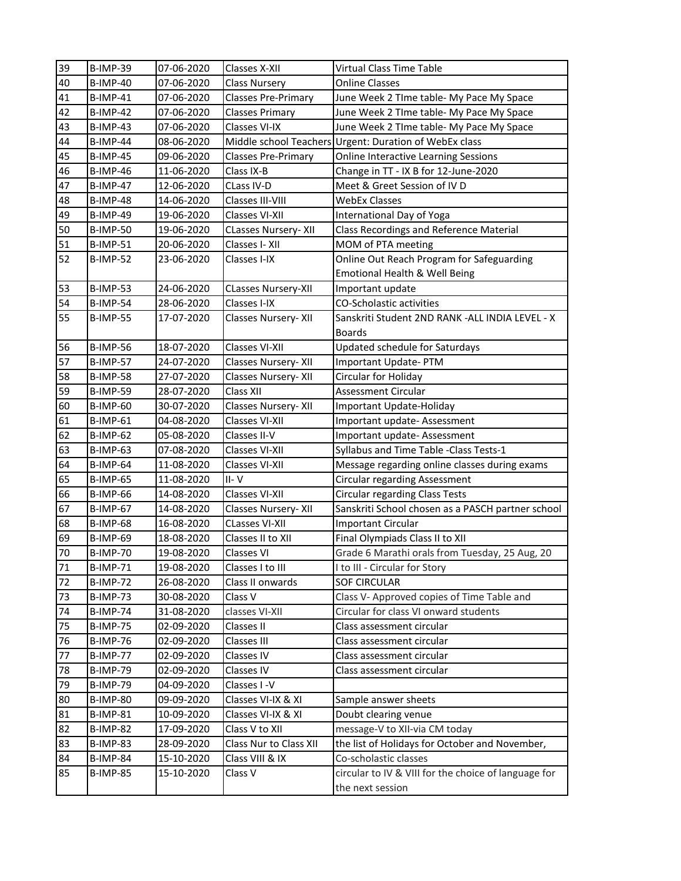| 39 | B-IMP-39 | 07-06-2020 | Classes X-XII | Virtual Class Time Table |
|---|---|---|---|---|
| 40 | B-IMP-40 | 07-06-2020 | Class Nursery | Online Classes |
| 41 | B-IMP-41 | 07-06-2020 | Classes Pre-Primary | June Week 2 TIme table- My Pace My Space |
| 42 | B-IMP-42 | 07-06-2020 | Classes Primary | June Week 2 TIme table- My Pace My Space |
| 43 | B-IMP-43 | 07-06-2020 | Classes VI-IX | June Week 2 TIme table- My Pace My Space |
| 44 | B-IMP-44 | 08-06-2020 | Middle school Teachers | Urgent: Duration of WebEx class |
| 45 | B-IMP-45 | 09-06-2020 | Classes Pre-Primary | Online Interactive Learning Sessions |
| 46 | B-IMP-46 | 11-06-2020 | Class IX-B | Change in TT - IX B for 12-June-2020 |
| 47 | B-IMP-47 | 12-06-2020 | CLass IV-D | Meet & Greet Session of IV D |
| 48 | B-IMP-48 | 14-06-2020 | Classes III-VIII | WebEx Classes |
| 49 | B-IMP-49 | 19-06-2020 | Classes VI-XII | International Day of Yoga |
| 50 | B-IMP-50 | 19-06-2020 | CLasses Nursery- XII | Class Recordings and Reference Material |
| 51 | B-IMP-51 | 20-06-2020 | Classes I- XII | MOM of PTA meeting |
| 52 | B-IMP-52 | 23-06-2020 | Classes I-IX | Online Out Reach Program for Safeguarding Emotional Health & Well Being |
| 53 | B-IMP-53 | 24-06-2020 | CLasses Nursery-XII | Important update |
| 54 | B-IMP-54 | 28-06-2020 | Classes I-IX | CO-Scholastic activities |
| 55 | B-IMP-55 | 17-07-2020 | Classes Nursery- XII | Sanskriti Student 2ND RANK -ALL INDIA LEVEL - X Boards |
| 56 | B-IMP-56 | 18-07-2020 | Classes VI-XII | Updated schedule for Saturdays |
| 57 | B-IMP-57 | 24-07-2020 | Classes Nursery- XII | Important Update- PTM |
| 58 | B-IMP-58 | 27-07-2020 | Classes Nursery- XII | Circular for Holiday |
| 59 | B-IMP-59 | 28-07-2020 | Class XII | Assessment Circular |
| 60 | B-IMP-60 | 30-07-2020 | Classes Nursery- XII | Important Update-Holiday |
| 61 | B-IMP-61 | 04-08-2020 | Classes VI-XII | Important update- Assessment |
| 62 | B-IMP-62 | 05-08-2020 | Classes II-V | Important update- Assessment |
| 63 | B-IMP-63 | 07-08-2020 | Classes VI-XII | Syllabus and Time Table -Class Tests-1 |
| 64 | B-IMP-64 | 11-08-2020 | Classes VI-XII | Message regarding online classes during exams |
| 65 | B-IMP-65 | 11-08-2020 | II- V | Circular regarding Assessment |
| 66 | B-IMP-66 | 14-08-2020 | Classes VI-XII | Circular regarding Class Tests |
| 67 | B-IMP-67 | 14-08-2020 | Classes Nursery- XII | Sanskriti School chosen as a PASCH partner school |
| 68 | B-IMP-68 | 16-08-2020 | CLasses VI-XII | Important Circular |
| 69 | B-IMP-69 | 18-08-2020 | Classes II to XII | Final Olympiads Class II to XII |
| 70 | B-IMP-70 | 19-08-2020 | Classes VI | Grade 6 Marathi orals from Tuesday, 25 Aug, 20 |
| 71 | B-IMP-71 | 19-08-2020 | Classes I to III | I to III - Circular for Story |
| 72 | B-IMP-72 | 26-08-2020 | Class II onwards | SOF CIRCULAR |
| 73 | B-IMP-73 | 30-08-2020 | Class V | Class V- Approved copies of Time Table and |
| 74 | B-IMP-74 | 31-08-2020 | classes VI-XII | Circular for class VI onward students |
| 75 | B-IMP-75 | 02-09-2020 | Classes II | Class assessment circular |
| 76 | B-IMP-76 | 02-09-2020 | Classes III | Class assessment circular |
| 77 | B-IMP-77 | 02-09-2020 | Classes IV | Class assessment circular |
| 78 | B-IMP-79 | 02-09-2020 | Classes IV | Class assessment circular |
| 79 | B-IMP-79 | 04-09-2020 | Classes I -V | |
| 80 | B-IMP-80 | 09-09-2020 | Classes VI-IX & XI | Sample answer sheets |
| 81 | B-IMP-81 | 10-09-2020 | Classes VI-IX & XI | Doubt clearing venue |
| 82 | B-IMP-82 | 17-09-2020 | Class V to XII | message-V to XII-via CM today |
| 83 | B-IMP-83 | 28-09-2020 | Class Nur to Class XII | the list of Holidays for October and November, |
| 84 | B-IMP-84 | 15-10-2020 | Class VIII & IX | Co-scholastic classes |
| 85 | B-IMP-85 | 15-10-2020 | Class V | circular to IV & VIII for the choice of language for the next session |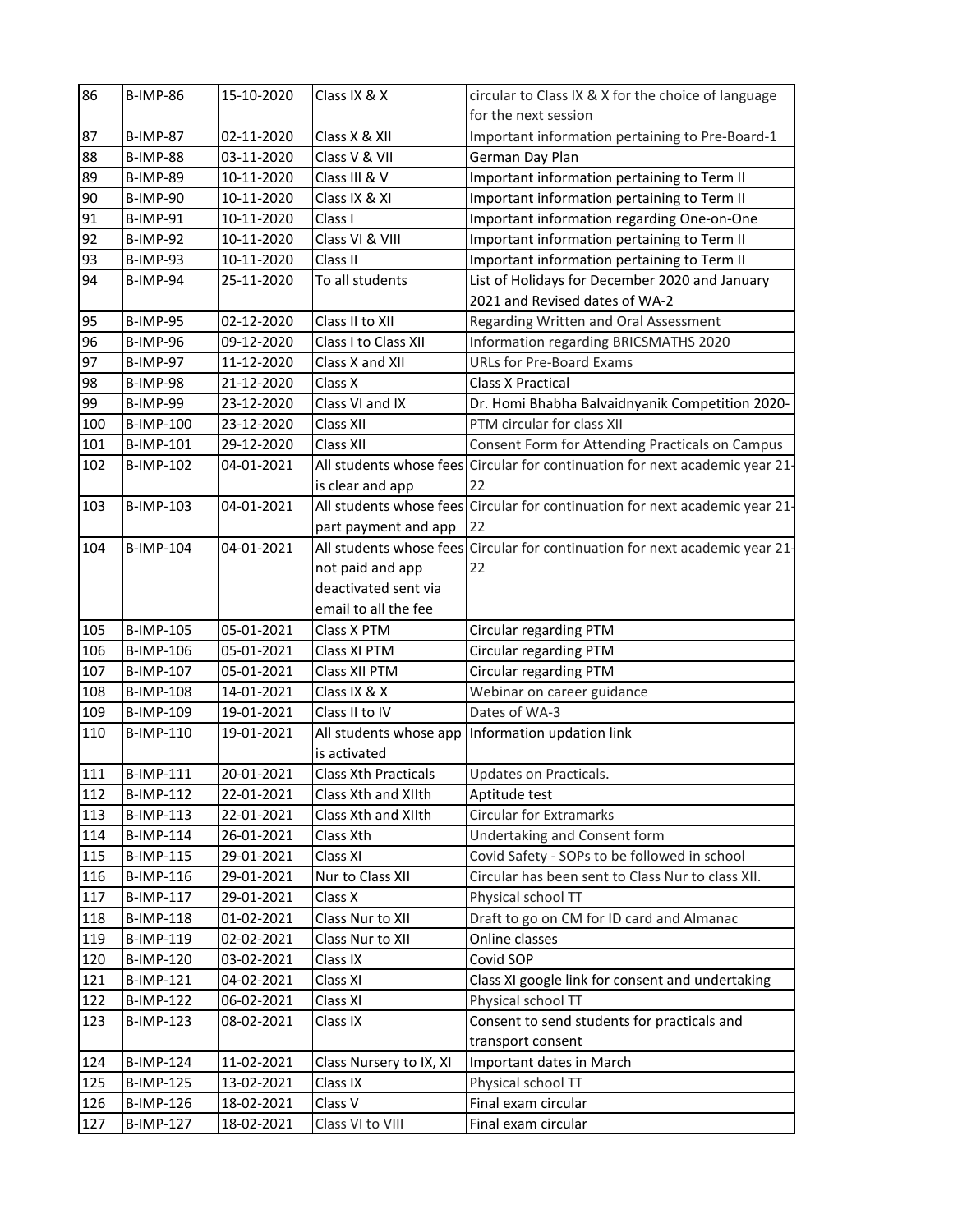| 86 | B-IMP-86 | 15-10-2020 | Class IX & X | circular to Class IX & X for the choice of language for the next session |
|---|---|---|---|---|
| 87 | B-IMP-87 | 02-11-2020 | Class X & XII | Important information pertaining to Pre-Board-1 |
| 88 | B-IMP-88 | 03-11-2020 | Class V & VII | German Day Plan |
| 89 | B-IMP-89 | 10-11-2020 | Class III & V | Important information pertaining to Term II |
| 90 | B-IMP-90 | 10-11-2020 | Class IX & XI | Important information pertaining to Term II |
| 91 | B-IMP-91 | 10-11-2020 | Class I | Important information regarding One-on-One |
| 92 | B-IMP-92 | 10-11-2020 | Class VI & VIII | Important information pertaining to Term II |
| 93 | B-IMP-93 | 10-11-2020 | Class II | Important information pertaining to Term II |
| 94 | B-IMP-94 | 25-11-2020 | To all students | List of Holidays for December 2020 and January 2021 and Revised dates of WA-2 |
| 95 | B-IMP-95 | 02-12-2020 | Class II to XII | Regarding Written and Oral Assessment |
| 96 | B-IMP-96 | 09-12-2020 | Class I to Class XII | Information regarding BRICSMATHS 2020 |
| 97 | B-IMP-97 | 11-12-2020 | Class X and XII | URLs for Pre-Board Exams |
| 98 | B-IMP-98 | 21-12-2020 | Class X | Class X Practical |
| 99 | B-IMP-99 | 23-12-2020 | Class VI and IX | Dr. Homi Bhabha Balvaidnyanik Competition 2020- |
| 100 | B-IMP-100 | 23-12-2020 | Class XII | PTM circular for class XII |
| 101 | B-IMP-101 | 29-12-2020 | Class XII | Consent Form for Attending Practicals on Campus |
| 102 | B-IMP-102 | 04-01-2021 | All students whose fees is clear and app | Circular for continuation for next academic year 21-22 |
| 103 | B-IMP-103 | 04-01-2021 | All students whose fees part payment and app | Circular for continuation for next academic year 21-22 |
| 104 | B-IMP-104 | 04-01-2021 | All students whose fees not paid and app deactivated sent via email to all the fee | Circular for continuation for next academic year 21-22 |
| 105 | B-IMP-105 | 05-01-2021 | Class X PTM | Circular regarding PTM |
| 106 | B-IMP-106 | 05-01-2021 | Class XI PTM | Circular regarding PTM |
| 107 | B-IMP-107 | 05-01-2021 | Class XII PTM | Circular regarding PTM |
| 108 | B-IMP-108 | 14-01-2021 | Class IX & X | Webinar on career guidance |
| 109 | B-IMP-109 | 19-01-2021 | Class II to IV | Dates of WA-3 |
| 110 | B-IMP-110 | 19-01-2021 | All students whose app is activated | Information updation link |
| 111 | B-IMP-111 | 20-01-2021 | Class Xth Practicals | Updates on Practicals. |
| 112 | B-IMP-112 | 22-01-2021 | Class Xth and XIIth | Aptitude test |
| 113 | B-IMP-113 | 22-01-2021 | Class Xth and XIIth | Circular for Extramarks |
| 114 | B-IMP-114 | 26-01-2021 | Class Xth | Undertaking and Consent form |
| 115 | B-IMP-115 | 29-01-2021 | Class XI | Covid Safety - SOPs to be followed in school |
| 116 | B-IMP-116 | 29-01-2021 | Nur to Class XII | Circular has been sent to Class Nur to class XII. |
| 117 | B-IMP-117 | 29-01-2021 | Class X | Physical school TT |
| 118 | B-IMP-118 | 01-02-2021 | Class Nur to XII | Draft to go on CM for ID card and Almanac |
| 119 | B-IMP-119 | 02-02-2021 | Class Nur to XII | Online classes |
| 120 | B-IMP-120 | 03-02-2021 | Class IX | Covid SOP |
| 121 | B-IMP-121 | 04-02-2021 | Class XI | Class XI google link for consent and undertaking |
| 122 | B-IMP-122 | 06-02-2021 | Class XI | Physical school TT |
| 123 | B-IMP-123 | 08-02-2021 | Class IX | Consent to send students for practicals and transport consent |
| 124 | B-IMP-124 | 11-02-2021 | Class Nursery to IX, XI | Important dates in March |
| 125 | B-IMP-125 | 13-02-2021 | Class IX | Physical school TT |
| 126 | B-IMP-126 | 18-02-2021 | Class V | Final exam circular |
| 127 | B-IMP-127 | 18-02-2021 | Class VI to VIII | Final exam circular |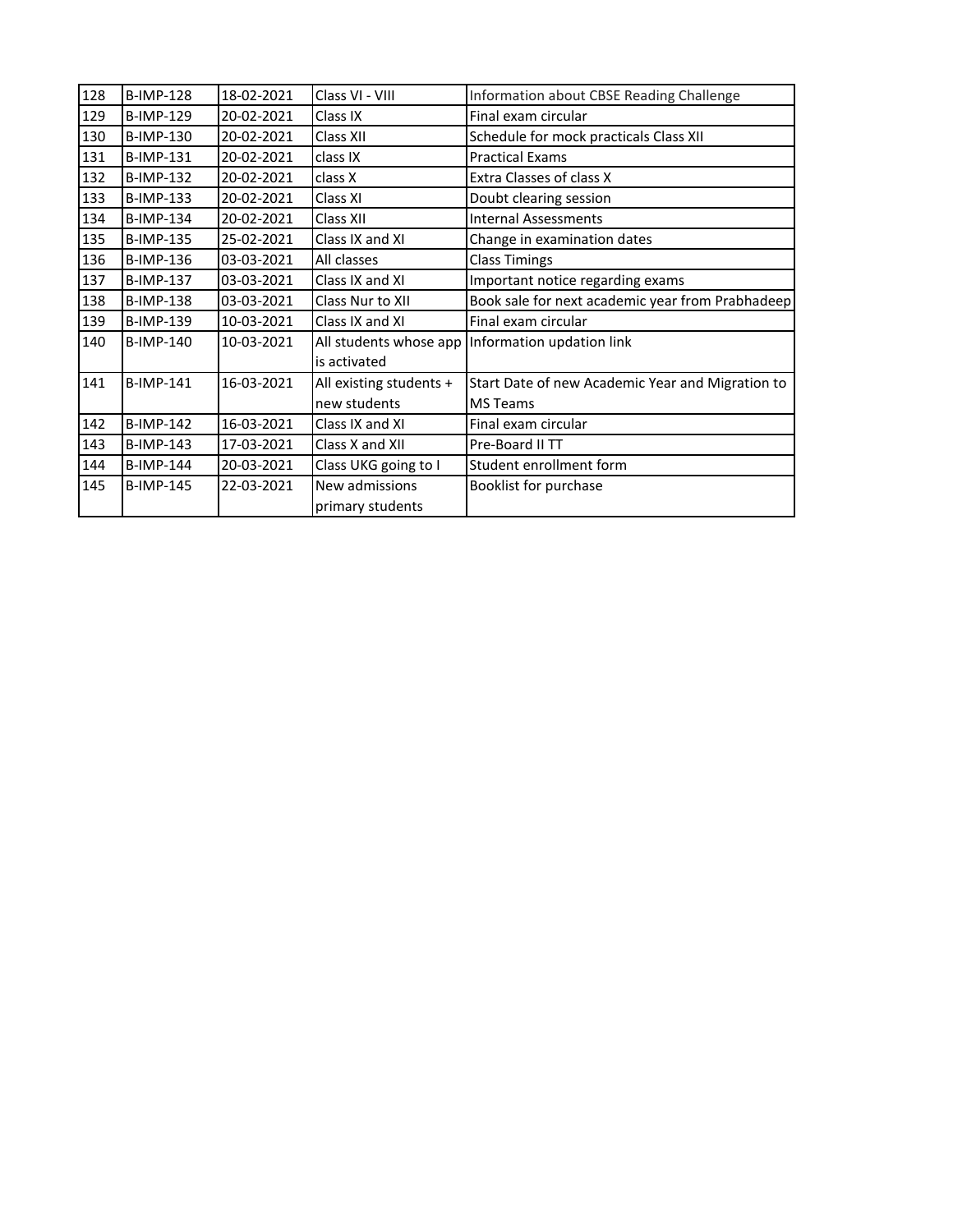| | | | | |
|---|---|---|---|---|
| 128 | B-IMP-128 | 18-02-2021 | Class VI - VIII | Information about CBSE Reading Challenge |
| 129 | B-IMP-129 | 20-02-2021 | Class IX | Final exam circular |
| 130 | B-IMP-130 | 20-02-2021 | Class XII | Schedule for mock practicals Class XII |
| 131 | B-IMP-131 | 20-02-2021 | class IX | Practical Exams |
| 132 | B-IMP-132 | 20-02-2021 | class X | Extra Classes of class X |
| 133 | B-IMP-133 | 20-02-2021 | Class XI | Doubt clearing session |
| 134 | B-IMP-134 | 20-02-2021 | Class XII | Internal Assessments |
| 135 | B-IMP-135 | 25-02-2021 | Class IX and XI | Change in examination dates |
| 136 | B-IMP-136 | 03-03-2021 | All classes | Class Timings |
| 137 | B-IMP-137 | 03-03-2021 | Class IX and XI | Important notice regarding exams |
| 138 | B-IMP-138 | 03-03-2021 | Class Nur to XII | Book sale for next academic year from Prabhadeep |
| 139 | B-IMP-139 | 10-03-2021 | Class IX and XI | Final exam circular |
| 140 | B-IMP-140 | 10-03-2021 | All students whose app is activated | Information updation link |
| 141 | B-IMP-141 | 16-03-2021 | All existing students + new students | Start Date of new Academic Year and Migration to MS Teams |
| 142 | B-IMP-142 | 16-03-2021 | Class IX and XI | Final exam circular |
| 143 | B-IMP-143 | 17-03-2021 | Class X and XII | Pre-Board II TT |
| 144 | B-IMP-144 | 20-03-2021 | Class UKG going to I | Student enrollment form |
| 145 | B-IMP-145 | 22-03-2021 | New admissions primary students | Booklist for purchase |